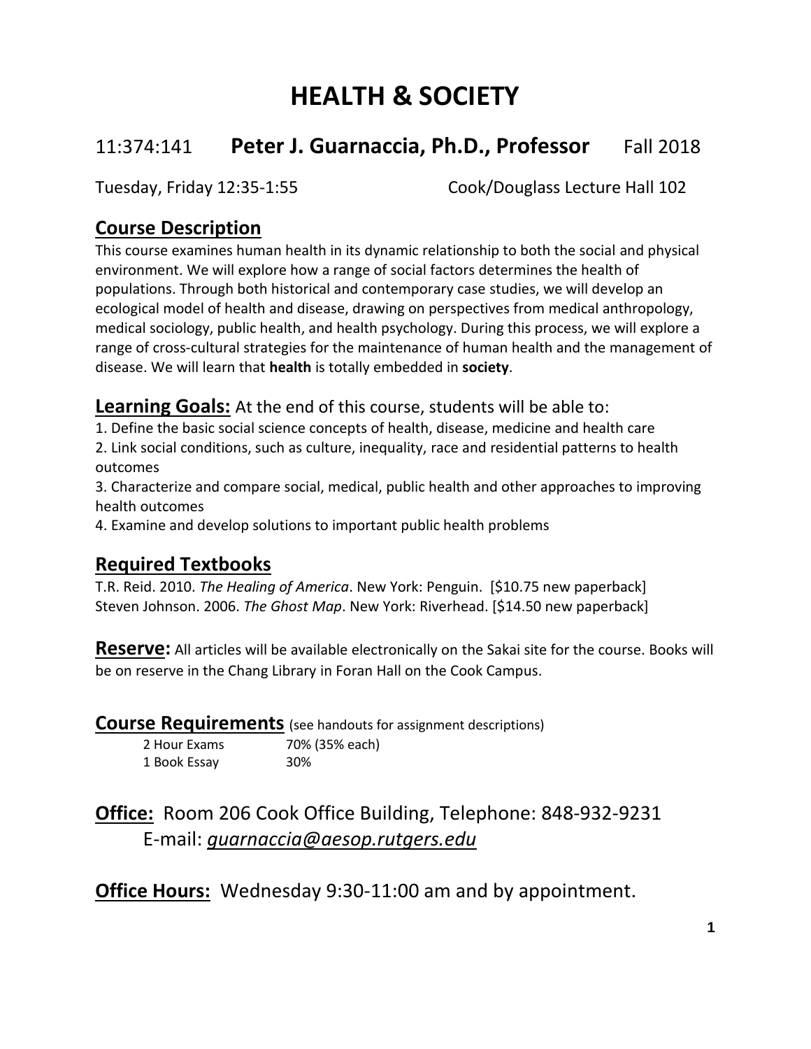# HEALTH & SOCIETY

## 11:374:141 **Peter J. Guarnaccia, Ph.D., Professor** Fall 2018

Tuesday, Friday 12:35-1:55 Cook/Douglass Lecture Hall 102

## Course Description

This course examines human health in its dynamic relationship to both the social and physical environment. We will explore how a range of social factors determines the health of populations. Through both historical and contemporary case studies, we will develop an ecological model of health and disease, drawing on perspectives from medical anthropology, medical sociology, public health, and health psychology. During this process, we will explore a range of cross-cultural strategies for the maintenance of human health and the management of disease. We will learn that **health** is totally embedded in **society**.

**Learning Goals:** At the end of this course, students will be able to:

1. Define the basic social science concepts of health, disease, medicine and health care
2. Link social conditions, such as culture, inequality, race and residential patterns to health outcomes
3. Characterize and compare social, medical, public health and other approaches to improving health outcomes
4. Examine and develop solutions to important public health problems

## Required Textbooks

T.R. Reid. 2010. *The Healing of America*. New York: Penguin. [$10.75 new paperback]
Steven Johnson. 2006. *The Ghost Map*. New York: Riverhead. [$14.50 new paperback]

**Reserve:** All articles will be available electronically on the Sakai site for the course. Books will be on reserve in the Chang Library in Foran Hall on the Cook Campus.

**Course Requirements** (see handouts for assignment descriptions)

| | |
|---|---|
| 2 Hour Exams | 70% (35% each) |
| 1 Book Essay | 30% |

**Office:** Room 206 Cook Office Building, Telephone: 848-932-9231
E-mail: *guarnaccia@aesop.rutgers.edu*

**Office Hours:** Wednesday 9:30-11:00 am and by appointment.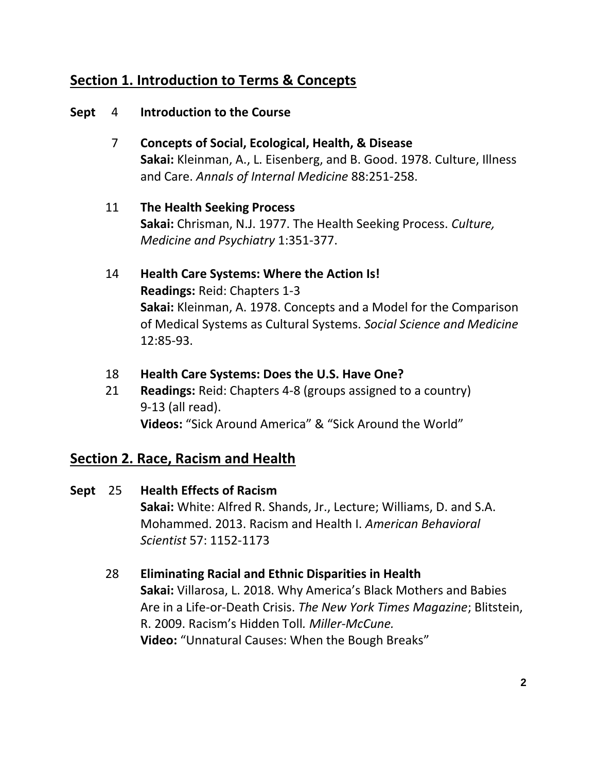## Section 1. Introduction to Terms & Concepts

**Sept** 4 **Introduction to the Course**

7 **Concepts of Social, Ecological, Health, & Disease**
**Sakai:** Kleinman, A., L. Eisenberg, and B. Good. 1978. Culture, Illness and Care. *Annals of Internal Medicine* 88:251-258.

11 **The Health Seeking Process**
**Sakai:** Chrisman, N.J. 1977. The Health Seeking Process. *Culture, Medicine and Psychiatry* 1:351-377.

14 **Health Care Systems: Where the Action Is!**
**Readings:** Reid: Chapters 1-3
**Sakai:** Kleinman, A. 1978. Concepts and a Model for the Comparison of Medical Systems as Cultural Systems. *Social Science and Medicine* 12:85-93.

18 **Health Care Systems: Does the U.S. Have One?**
21 **Readings:** Reid: Chapters 4-8 (groups assigned to a country) 9-13 (all read).
**Videos:** "Sick Around America" & "Sick Around the World"

## Section 2. Race, Racism and Health

**Sept** 25 **Health Effects of Racism**
**Sakai:** White: Alfred R. Shands, Jr., Lecture; Williams, D. and S.A. Mohammed. 2013. Racism and Health I. *American Behavioral Scientist* 57: 1152-1173

28 **Eliminating Racial and Ethnic Disparities in Health**
**Sakai:** Villarosa, L. 2018. Why America's Black Mothers and Babies Are in a Life-or-Death Crisis. *The New York Times Magazine*; Blitstein, R. 2009. Racism's Hidden Toll. *Miller-McCune.*
**Video:** "Unnatural Causes: When the Bough Breaks"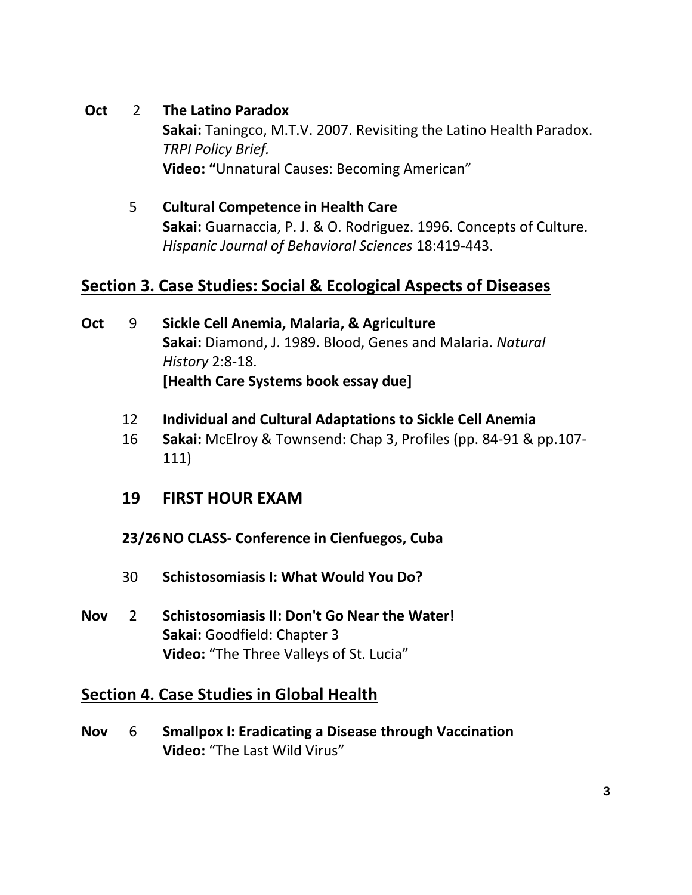**Oct 2 The Latino Paradox**
**Sakai:** Taningco, M.T.V. 2007. Revisiting the Latino Health Paradox. *TRPI Policy Brief.*
**Video: "**Unnatural Causes: Becoming American"

**5 Cultural Competence in Health Care**
**Sakai:** Guarnaccia, P. J. & O. Rodriguez. 1996. Concepts of Culture. *Hispanic Journal of Behavioral Sciences* 18:419-443.

## Section 3. Case Studies: Social & Ecological Aspects of Diseases

**Oct 9 Sickle Cell Anemia, Malaria, & Agriculture**
**Sakai:** Diamond, J. 1989. Blood, Genes and Malaria. *Natural History* 2:8-18.
**[Health Care Systems book essay due]**

**12 Individual and Cultural Adaptations to Sickle Cell Anemia**
16 **Sakai:** McElroy & Townsend: Chap 3, Profiles (pp. 84-91 & pp.107-111)

### 19 FIRST HOUR EXAM

**23/26 NO CLASS- Conference in Cienfuegos, Cuba**

**30 Schistosomiasis I: What Would You Do?**

**Nov 2 Schistosomiasis II: Don't Go Near the Water!**
**Sakai:** Goodfield: Chapter 3
**Video:** "The Three Valleys of St. Lucia"

## Section 4. Case Studies in Global Health

**Nov 6 Smallpox I: Eradicating a Disease through Vaccination**
**Video:** "The Last Wild Virus"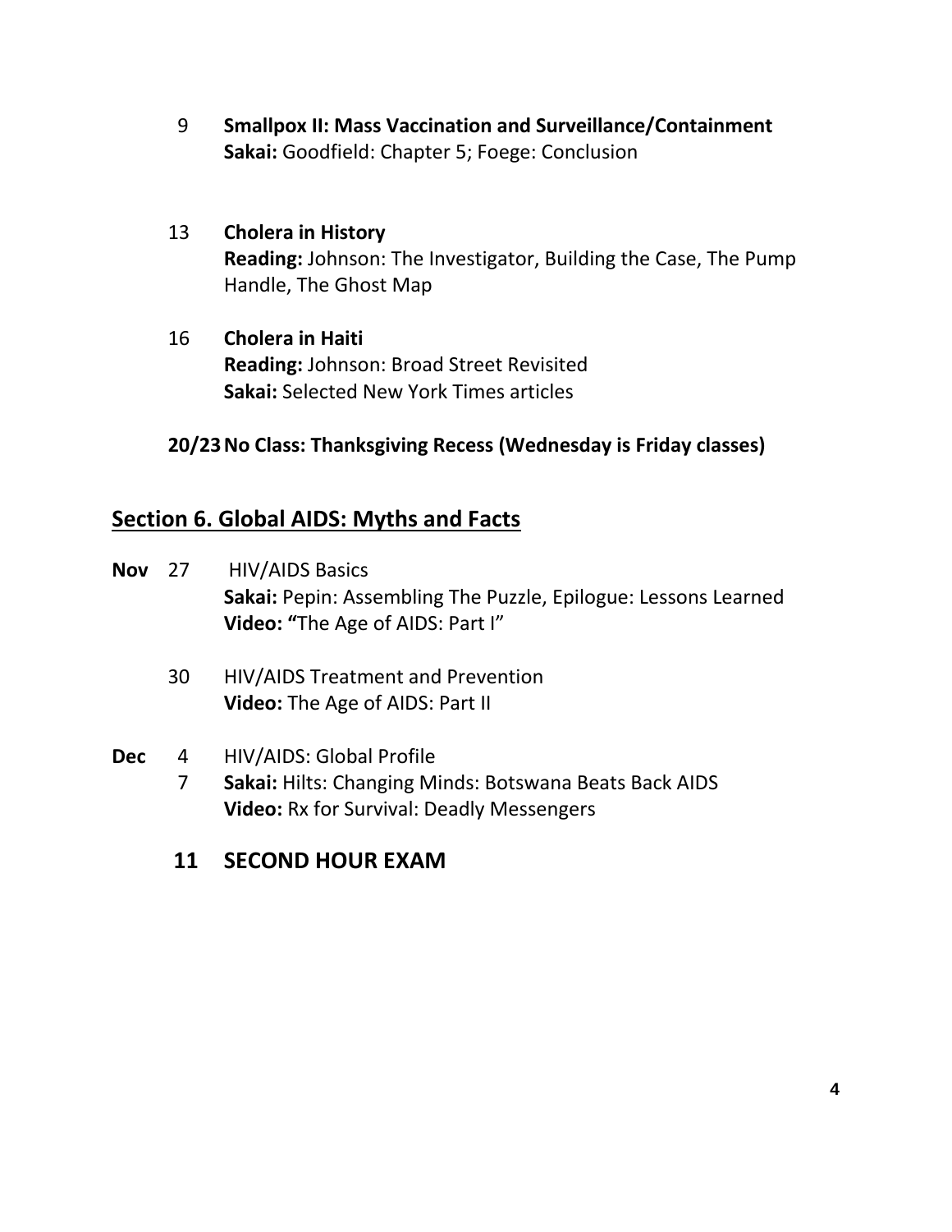9 **Smallpox II: Mass Vaccination and Surveillance/Containment**
**Sakai:** Goodfield: Chapter 5; Foege: Conclusion

13 **Cholera in History**
**Reading:** Johnson: The Investigator, Building the Case, The Pump Handle, The Ghost Map

16 **Cholera in Haiti**
**Reading:** Johnson: Broad Street Revisited
**Sakai:** Selected New York Times articles

**20/23 No Class: Thanksgiving Recess (Wednesday is Friday classes)**

## Section 6. Global AIDS: Myths and Facts

**Nov** 27 HIV/AIDS Basics
**Sakai:** Pepin: Assembling The Puzzle, Epilogue: Lessons Learned
**Video: "**The Age of AIDS: Part I"

30 HIV/AIDS Treatment and Prevention
**Video:** The Age of AIDS: Part II

**Dec** 4 HIV/AIDS: Global Profile
7 **Sakai:** Hilts: Changing Minds: Botswana Beats Back AIDS
**Video:** Rx for Survival: Deadly Messengers

**11 SECOND HOUR EXAM**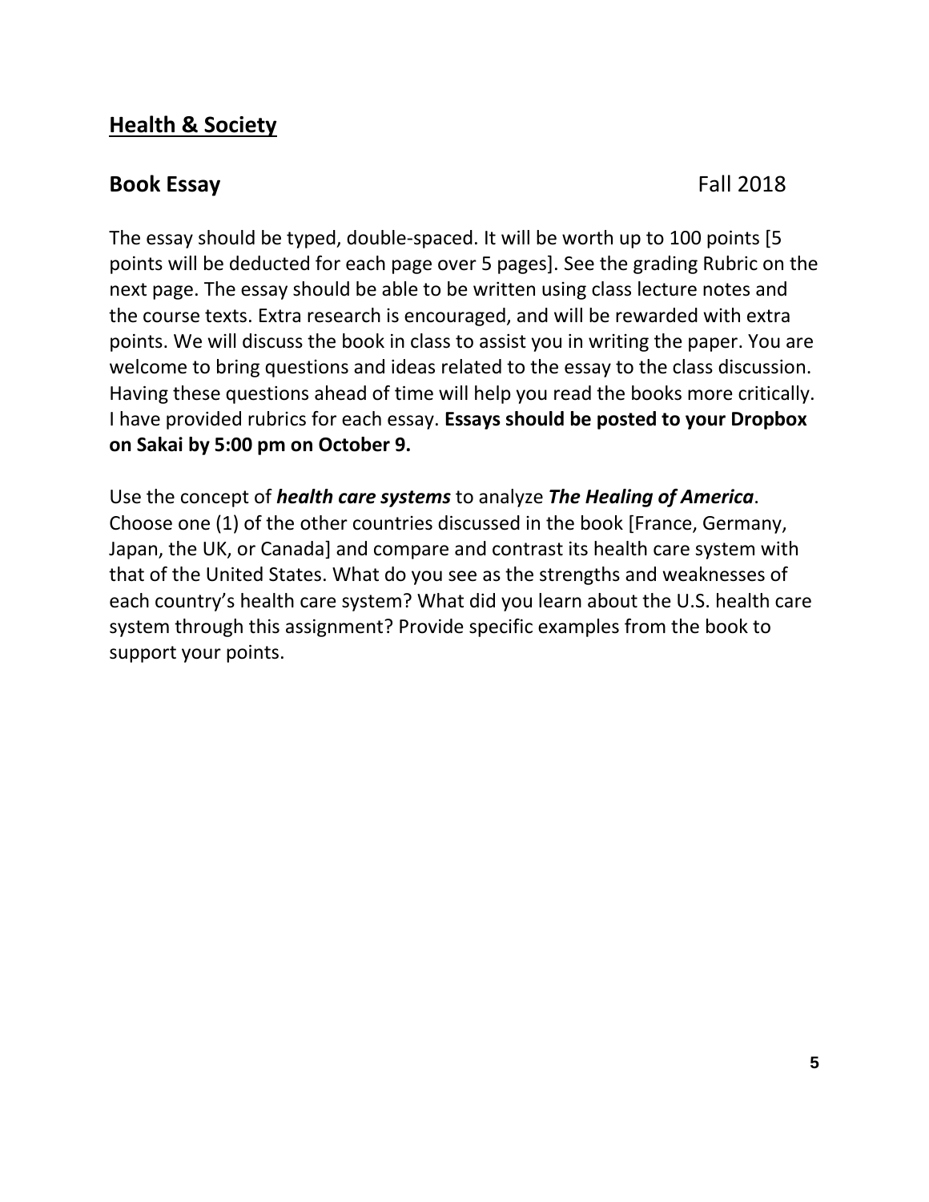## <u>Health & Society</u>

### Book Essay Fall 2018

The essay should be typed, double-spaced. It will be worth up to 100 points [5 points will be deducted for each page over 5 pages]. See the grading Rubric on the next page. The essay should be able to be written using class lecture notes and the course texts. Extra research is encouraged, and will be rewarded with extra points. We will discuss the book in class to assist you in writing the paper. You are welcome to bring questions and ideas related to the essay to the class discussion. Having these questions ahead of time will help you read the books more critically. I have provided rubrics for each essay. **Essays should be posted to your Dropbox on Sakai by 5:00 pm on October 9.**

Use the concept of ***health care systems*** to analyze ***The Healing of America***. Choose one (1) of the other countries discussed in the book [France, Germany, Japan, the UK, or Canada] and compare and contrast its health care system with that of the United States. What do you see as the strengths and weaknesses of each country's health care system? What did you learn about the U.S. health care system through this assignment? Provide specific examples from the book to support your points.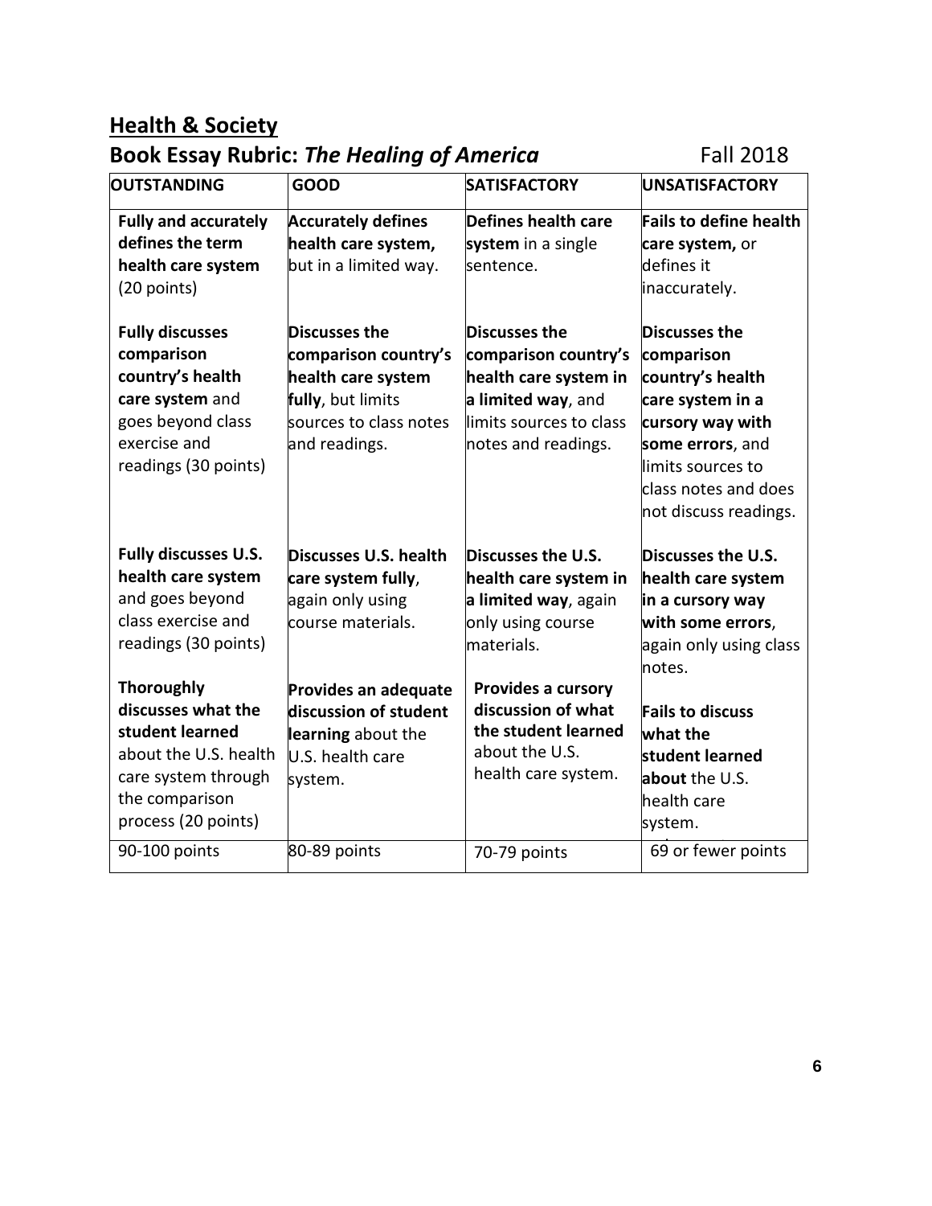## Health & Society

## Book Essay Rubric: *The Healing of America* Fall 2018

| OUTSTANDING | GOOD | SATISFACTORY | UNSATISFACTORY |
|---|---|---|---|
| **Fully and accurately defines the term health care system** (20 points) | **Accurately defines health care system,** but in a limited way. | **Defines health care system** in a single sentence. | **Fails to define health care system,** or defines it inaccurately. |
| **Fully discusses comparison country's health care system** and goes beyond class exercise and readings (30 points) | **Discusses the comparison country's health care system fully**, but limits sources to class notes and readings. | **Discusses the comparison country's health care system in a limited way**, and limits sources to class notes and readings. | **Discusses the comparison country's health care system in a cursory way with some errors**, and limits sources to class notes and does not discuss readings. |
| **Fully discusses U.S. health care system** and goes beyond class exercise and readings (30 points) | **Discusses U.S. health care system fully**, again only using course materials. | **Discusses the U.S. health care system in a limited way**, again only using course materials. | **Discusses the U.S. health care system in a cursory way with some errors**, again only using class notes. |
| **Thoroughly discusses what the student learned** about the U.S. health care system through the comparison process (20 points) | **Provides an adequate discussion of student learning** about the U.S. health care system. | **Provides a cursory discussion of what the student learned** about the U.S. health care system. | **Fails to discuss what the student learned about** the U.S. health care system. |
| 90-100 points | 80-89 points | 70-79 points | 69 or fewer points |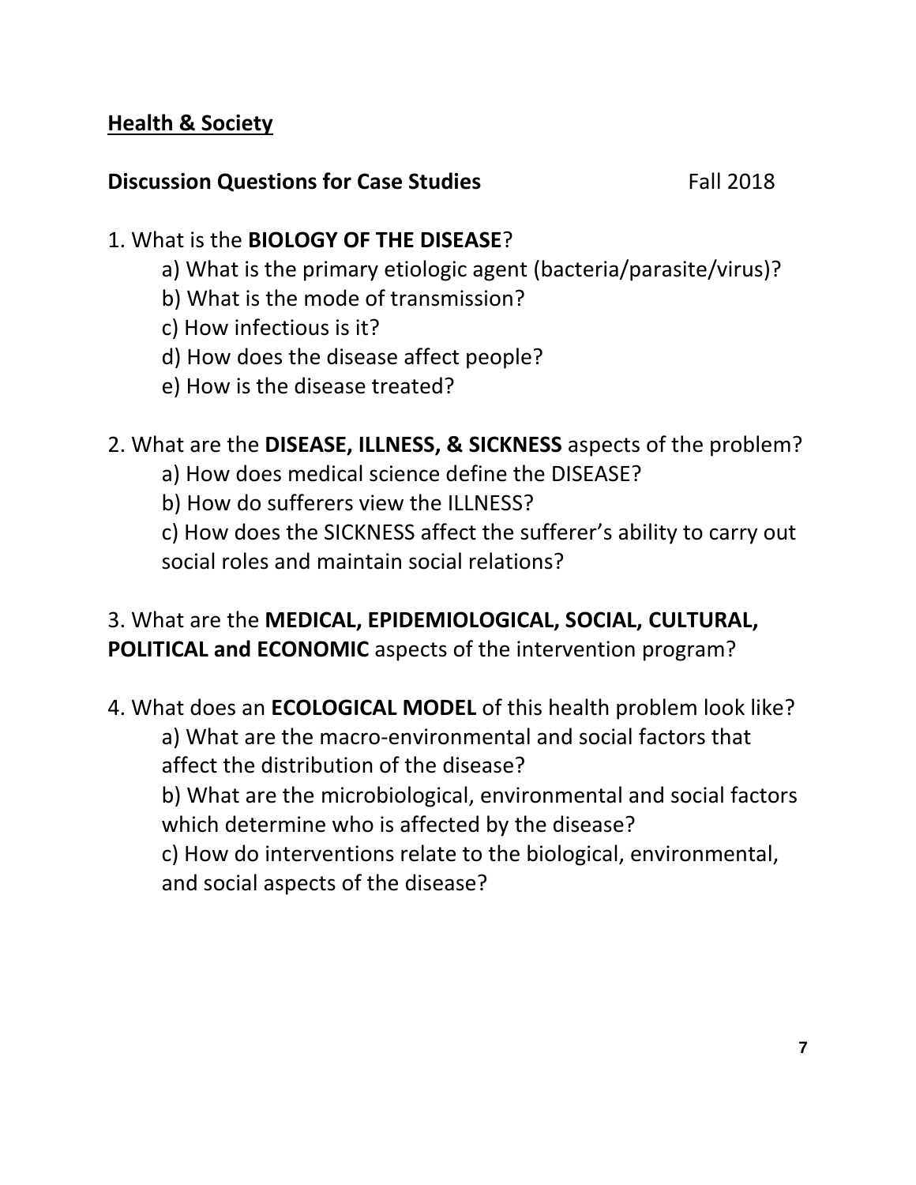**<u>Health & Society</u>**

**Discussion Questions for Case Studies** Fall 2018

1. What is the **BIOLOGY OF THE DISEASE**?
    a) What is the primary etiologic agent (bacteria/parasite/virus)?
    b) What is the mode of transmission?
    c) How infectious is it?
    d) How does the disease affect people?
    e) How is the disease treated?

2. What are the **DISEASE, ILLNESS, & SICKNESS** aspects of the problem?
    a) How does medical science define the DISEASE?
    b) How do sufferers view the ILLNESS?
    c) How does the SICKNESS affect the sufferer's ability to carry out social roles and maintain social relations?

3. What are the **MEDICAL, EPIDEMIOLOGICAL, SOCIAL, CULTURAL, POLITICAL and ECONOMIC** aspects of the intervention program?

4. What does an **ECOLOGICAL MODEL** of this health problem look like?
    a) What are the macro-environmental and social factors that affect the distribution of the disease?
    b) What are the microbiological, environmental and social factors which determine who is affected by the disease?
    c) How do interventions relate to the biological, environmental, and social aspects of the disease?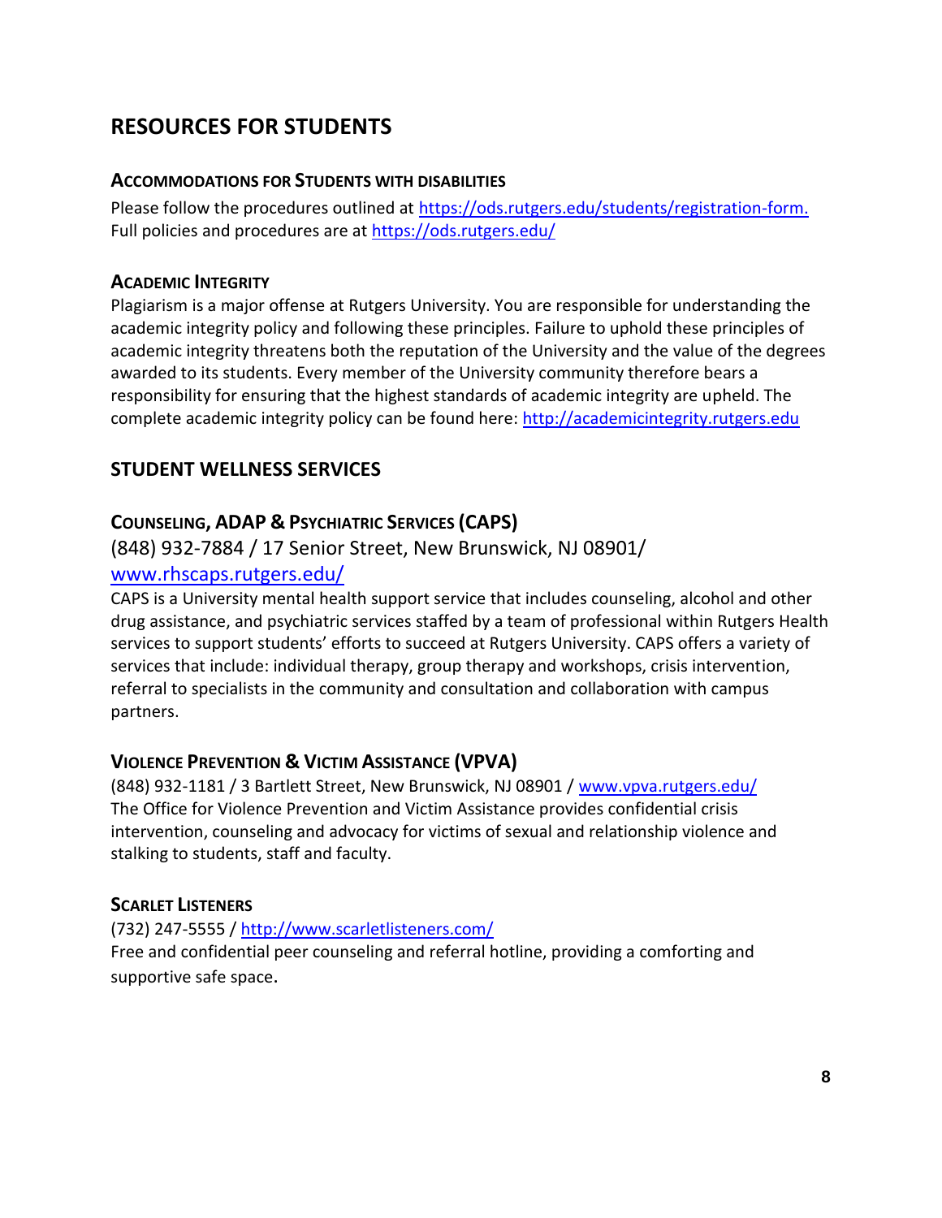## RESOURCES FOR STUDENTS

### ACCOMMODATIONS FOR STUDENTS WITH DISABILITIES

Please follow the procedures outlined at https://ods.rutgers.edu/students/registration-form. Full policies and procedures are at https://ods.rutgers.edu/

### ACADEMIC INTEGRITY

Plagiarism is a major offense at Rutgers University. You are responsible for understanding the academic integrity policy and following these principles. Failure to uphold these principles of academic integrity threatens both the reputation of the University and the value of the degrees awarded to its students. Every member of the University community therefore bears a responsibility for ensuring that the highest standards of academic integrity are upheld. The complete academic integrity policy can be found here: http://academicintegrity.rutgers.edu

## STUDENT WELLNESS SERVICES

### COUNSELING, ADAP & PSYCHIATRIC SERVICES (CAPS)

(848) 932-7884 / 17 Senior Street, New Brunswick, NJ 08901/ www.rhscaps.rutgers.edu/

CAPS is a University mental health support service that includes counseling, alcohol and other drug assistance, and psychiatric services staffed by a team of professional within Rutgers Health services to support students' efforts to succeed at Rutgers University. CAPS offers a variety of services that include: individual therapy, group therapy and workshops, crisis intervention, referral to specialists in the community and consultation and collaboration with campus partners.

### VIOLENCE PREVENTION & VICTIM ASSISTANCE (VPVA)

(848) 932-1181 / 3 Bartlett Street, New Brunswick, NJ 08901 / www.vpva.rutgers.edu/

The Office for Violence Prevention and Victim Assistance provides confidential crisis intervention, counseling and advocacy for victims of sexual and relationship violence and stalking to students, staff and faculty.

### SCARLET LISTENERS

(732) 247-5555 / http://www.scarletlisteners.com/

Free and confidential peer counseling and referral hotline, providing a comforting and supportive safe space.